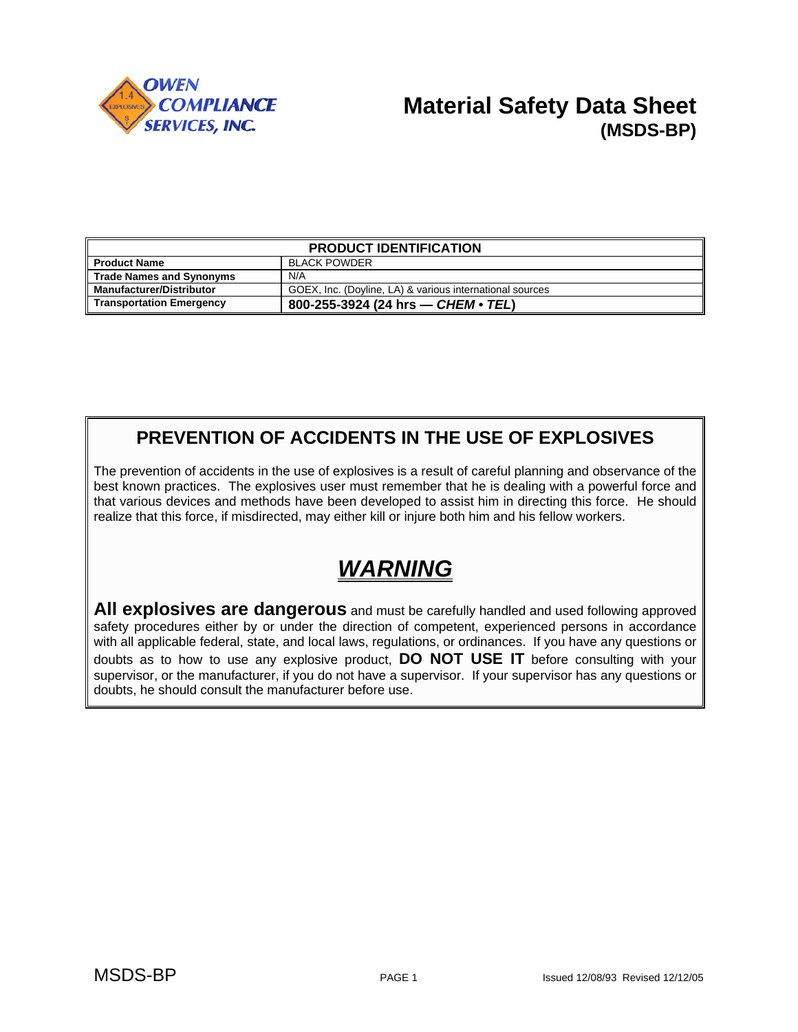OWEN COMPLIANCE SERVICES, INC.

# Material Safety Data Sheet
## (MSDS-BP)

| PRODUCT IDENTIFICATION | |
|---|---|
| **Product Name** | BLACK POWDER |
| **Trade Names and Synonyms** | N/A |
| **Manufacturer/Distributor** | GOEX, Inc. (Doyline, LA) & various international sources |
| **Transportation Emergency** | **800-255-3924 (24 hrs — *CHEM • TEL*)** |

## PREVENTION OF ACCIDENTS IN THE USE OF EXPLOSIVES

The prevention of accidents in the use of explosives is a result of careful planning and observance of the best known practices. The explosives user must remember that he is dealing with a powerful force and that various devices and methods have been developed to assist him in directing this force. He should realize that this force, if misdirected, may either kill or injure both him and his fellow workers.

## ***WARNING***

**All explosives are dangerous** and must be carefully handled and used following approved safety procedures either by or under the direction of competent, experienced persons in accordance with all applicable federal, state, and local laws, regulations, or ordinances. If you have any questions or doubts as to how to use any explosive product, **DO NOT USE IT** before consulting with your supervisor, or the manufacturer, if you do not have a supervisor. If your supervisor has any questions or doubts, he should consult the manufacturer before use.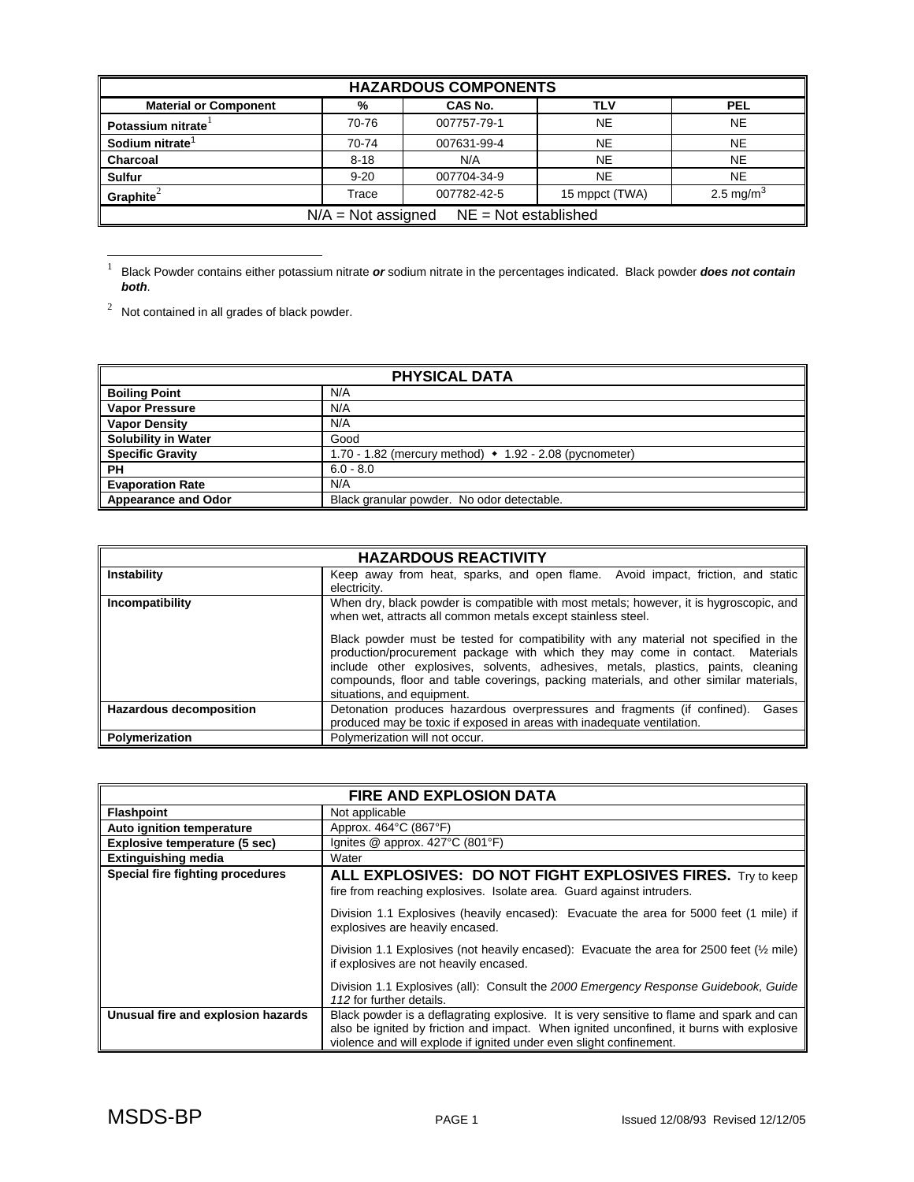| HAZARDOUS COMPONENTS | | | | |
|---|---|---|---|---|
| **Material or Component** | **%** | **CAS No.** | **TLV** | **PEL** |
| **Potassium nitrate**[1] | 70-76 | 007757-79-1 | NE | NE |
| **Sodium nitrate**[1] | 70-74 | 007631-99-4 | NE | NE |
| **Charcoal** | 8-18 | N/A | NE | NE |
| **Sulfur** | 9-20 | 007704-34-9 | NE | NE |
| **Graphite**[2] | Trace | 007782-42-5 | 15 mppct (TWA) | 2.5 $mg/m^3$ |
| N/A = Not assigned NE = Not established | | | | |

[1] Black Powder contains either potassium nitrate ***or*** sodium nitrate in the percentages indicated. Black powder ***does not contain both***.

[2] Not contained in all grades of black powder.

| PHYSICAL DATA | |
|---|---|
| **Boiling Point** | N/A |
| **Vapor Pressure** | N/A |
| **Vapor Density** | N/A |
| **Solubility in Water** | Good |
| **Specific Gravity** | 1.70 - 1.82 (mercury method) • 1.92 - 2.08 (pycnometer) |
| **PH** | 6.0 - 8.0 |
| **Evaporation Rate** | N/A |
| **Appearance and Odor** | Black granular powder. No odor detectable. |

| HAZARDOUS REACTIVITY | |
|---|---|
| **Instability** | Keep away from heat, sparks, and open flame. Avoid impact, friction, and static electricity. |
| **Incompatibility** | When dry, black powder is compatible with most metals; however, it is hygroscopic, and when wet, attracts all common metals except stainless steel.<br><br>Black powder must be tested for compatibility with any material not specified in the production/procurement package with which they may come in contact. Materials include other explosives, solvents, adhesives, metals, plastics, paints, cleaning compounds, floor and table coverings, packing materials, and other similar materials, situations, and equipment. |
| **Hazardous decomposition** | Detonation produces hazardous overpressures and fragments (if confined). Gases produced may be toxic if exposed in areas with inadequate ventilation. |
| **Polymerization** | Polymerization will not occur. |

| FIRE AND EXPLOSION DATA | |
|---|---|
| **Flashpoint** | Not applicable |
| **Auto ignition temperature** | Approx. 464°C (867°F) |
| **Explosive temperature (5 sec)** | Ignites @ approx. 427°C (801°F) |
| **Extinguishing media** | Water |
| **Special fire fighting procedures** | **ALL EXPLOSIVES: DO NOT FIGHT EXPLOSIVES FIRES.** Try to keep fire from reaching explosives. Isolate area. Guard against intruders.<br><br>Division 1.1 Explosives (heavily encased): Evacuate the area for 5000 feet (1 mile) if explosives are heavily encased.<br><br>Division 1.1 Explosives (not heavily encased): Evacuate the area for 2500 feet (½ mile) if explosives are not heavily encased.<br><br>Division 1.1 Explosives (all): Consult the *2000 Emergency Response Guidebook, Guide 112* for further details. |
| **Unusual fire and explosion hazards** | Black powder is a deflagrating explosive. It is very sensitive to flame and spark and can also be ignited by friction and impact. When ignited unconfined, it burns with explosive violence and will explode if ignited under even slight confinement. |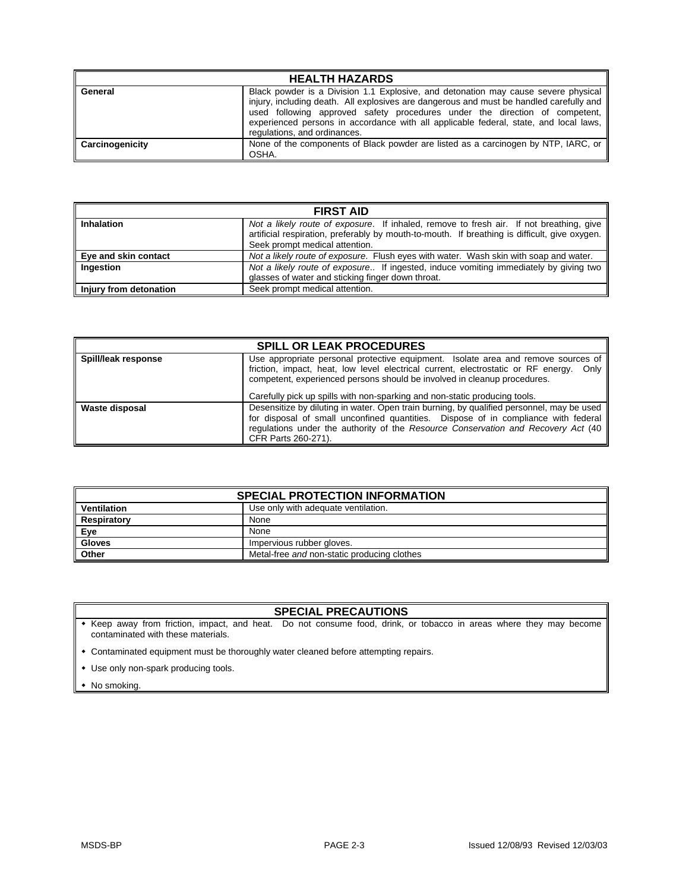| HEALTH HAZARDS | |
|---|---|
| **General** | Black powder is a Division 1.1 Explosive, and detonation may cause severe physical injury, including death. All explosives are dangerous and must be handled carefully and used following approved safety procedures under the direction of competent, experienced persons in accordance with all applicable federal, state, and local laws, regulations, and ordinances. |
| **Carcinogenicity** | None of the components of Black powder are listed as a carcinogen by NTP, IARC, or OSHA. |

| FIRST AID | |
|---|---|
| **Inhalation** | *Not a likely route of exposure*. If inhaled, remove to fresh air. If not breathing, give artificial respiration, preferably by mouth-to-mouth. If breathing is difficult, give oxygen. Seek prompt medical attention. |
| **Eye and skin contact** | *Not a likely route of exposure*. Flush eyes with water. Wash skin with soap and water. |
| **Ingestion** | *Not a likely route of exposure..* If ingested, induce vomiting immediately by giving two glasses of water and sticking finger down throat. |
| **Injury from detonation** | Seek prompt medical attention. |

| SPILL OR LEAK PROCEDURES | |
|---|---|
| **Spill/leak response** | Use appropriate personal protective equipment. Isolate area and remove sources of friction, impact, heat, low level electrical current, electrostatic or RF energy. Only competent, experienced persons should be involved in cleanup procedures.<br><br>Carefully pick up spills with non-sparking and non-static producing tools. |
| **Waste disposal** | Desensitize by diluting in water. Open train burning, by qualified personnel, may be used for disposal of small unconfined quantities. Dispose of in compliance with federal regulations under the authority of the *Resource Conservation and Recovery Act* (40 CFR Parts 260-271). |

| SPECIAL PROTECTION INFORMATION | |
|---|---|
| **Ventilation** | Use only with adequate ventilation. |
| **Respiratory** | None |
| **Eye** | None |
| **Gloves** | Impervious rubber gloves. |
| **Other** | Metal-free *and* non-static producing clothes |

## SPECIAL PRECAUTIONS

- Keep away from friction, impact, and heat. Do not consume food, drink, or tobacco in areas where they may become contaminated with these materials.
- Contaminated equipment must be thoroughly water cleaned before attempting repairs.
- Use only non-spark producing tools.
- No smoking.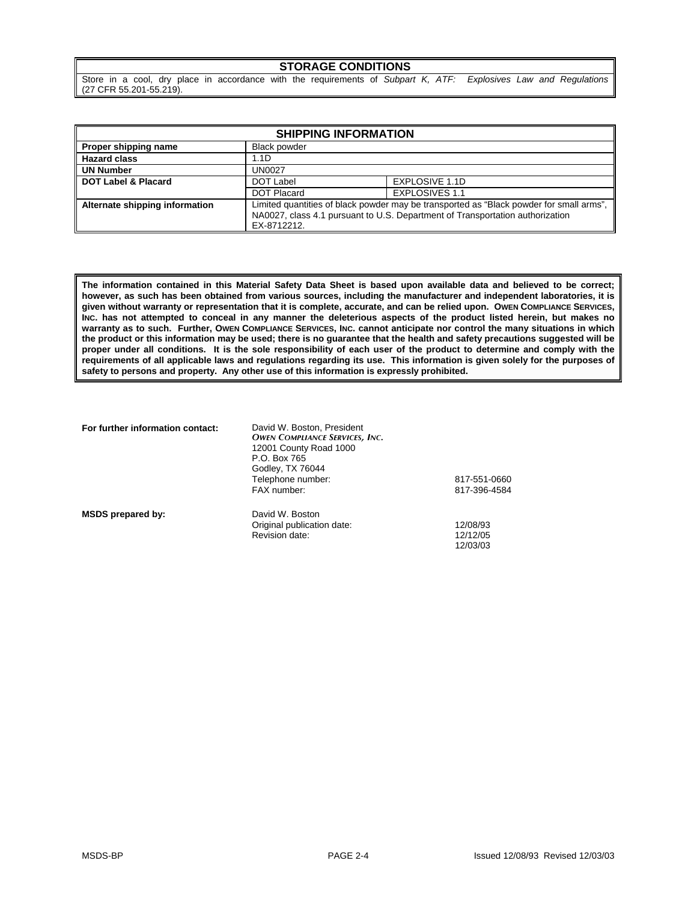## STORAGE CONDITIONS

Store in a cool, dry place in accordance with the requirements of *Subpart K, ATF: Explosives Law and Regulations* (27 CFR 55.201-55.219).

## SHIPPING INFORMATION

| | | |
|---|---|---|
| **Proper shipping name** | Black powder | |
| **Hazard class** | 1.1D | |
| **UN Number** | UN0027 | |
| **DOT Label & Placard** | DOT Label | EXPLOSIVE 1.1D |
| | DOT Placard | EXPLOSIVES 1.1 |
| **Alternate shipping information** | Limited quantities of black powder may be transported as "Black powder for small arms", NA0027, class 4.1 pursuant to U.S. Department of Transportation authorization EX-8712212. | |

**The information contained in this Material Safety Data Sheet is based upon available data and believed to be correct; however, as such has been obtained from various sources, including the manufacturer and independent laboratories, it is given without warranty or representation that it is complete, accurate, and can be relied upon. OWEN COMPLIANCE SERVICES, INC. has not attempted to conceal in any manner the deleterious aspects of the product listed herein, but makes no warranty as to such. Further, OWEN COMPLIANCE SERVICES, INC. cannot anticipate nor control the many situations in which the product or this information may be used; there is no guarantee that the health and safety precautions suggested will be proper under all conditions. It is the sole responsibility of each user of the product to determine and comply with the requirements of all applicable laws and regulations regarding its use. This information is given solely for the purposes of safety to persons and property. Any other use of this information is expressly prohibited.**

**For further information contact:**

David W. Boston, President
*OWEN COMPLIANCE SERVICES, INC.*
12001 County Road 1000
P.O. Box 765
Godley, TX 76044
Telephone number: 817-551-0660
FAX number: 817-396-4584

**MSDS prepared by:**

David W. Boston
Original publication date: 12/08/93
Revision date: 12/12/05
12/03/03